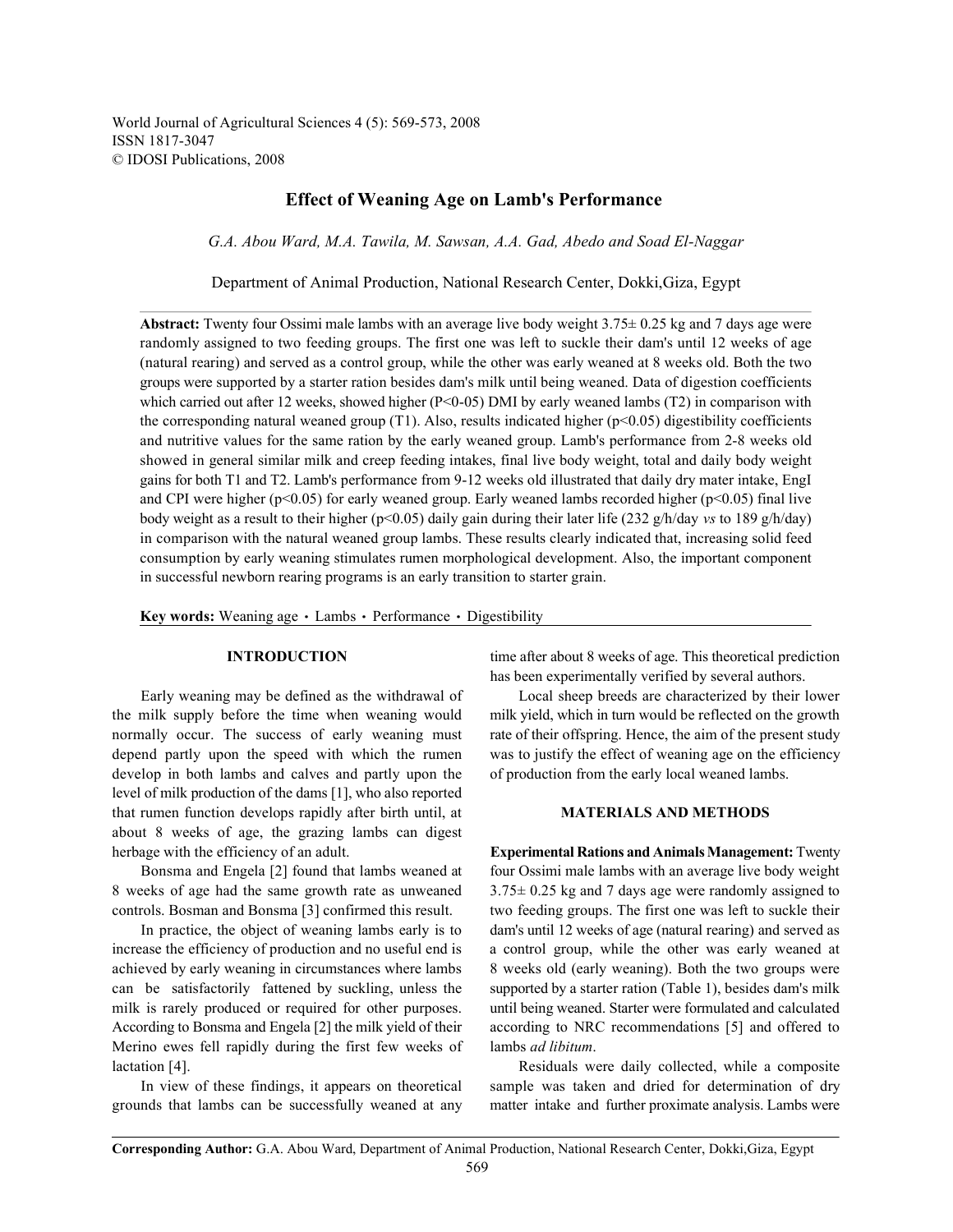# Effect of Weaning Age on Lamb's Performance

*G.A. Abou Ward, M.A. Tawila, M. Sawsan, A.A. Gad, Abedo and Soad El-Naggar*

Department of Animal Production, National Research Center, Dokki,Giza, Egypt

**Abstract:** Twenty four Ossimi male lambs with an average live body weight 3.75± 0.25 kg and 7 days age were randomly assigned to two feeding groups. The first one was left to suckle their dam's until 12 weeks of age (natural rearing) and served as a control group, while the other was early weaned at 8 weeks old. Both the two groups were supported by a starter ration besides dam's milk until being weaned. Data of digestion coefficients which carried out after 12 weeks, showed higher (P<0-05) DMI by early weaned lambs (T2) in comparison with the corresponding natural weaned group (T1). Also, results indicated higher (p<0.05) digestibility coefficients and nutritive values for the same ration by the early weaned group. Lamb's performance from 2-8 weeks old showed in general similar milk and creep feeding intakes, final live body weight, total and daily body weight gains for both T1 and T2. Lamb's performance from 9-12 weeks old illustrated that daily dry mater intake, EngI and CPI were higher (p<0.05) for early weaned group. Early weaned lambs recorded higher (p<0.05) final live body weight as a result to their higher (p<0.05) daily gain during their later life (232 g/h/day *vs* to 189 g/h/day) in comparison with the natural weaned group lambs. These results clearly indicated that, increasing solid feed consumption by early weaning stimulates rumen morphological development. Also, the important component in successful newborn rearing programs is an early transition to starter grain.

**Key words:** Weaning age · Lambs · Performance · Digestibility

## INTRODUCTION

Early weaning may be defined as the withdrawal of the milk supply before the time when weaning would normally occur. The success of early weaning must depend partly upon the speed with which the rumen develop in both lambs and calves and partly upon the level of milk production of the dams [1], who also reported that rumen function develops rapidly after birth until, at about 8 weeks of age, the grazing lambs can digest herbage with the efficiency of an adult.

Bonsma and Engela [2] found that lambs weaned at 8 weeks of age had the same growth rate as unweaned controls. Bosman and Bonsma [3] confirmed this result.

In practice, the object of weaning lambs early is to increase the efficiency of production and no useful end is achieved by early weaning in circumstances where lambs can be satisfactorily fattened by suckling, unless the milk is rarely produced or required for other purposes. According to Bonsma and Engela [2] the milk yield of their Merino ewes fell rapidly during the first few weeks of lactation [4].

In view of these findings, it appears on theoretical grounds that lambs can be successfully weaned at any time after about 8 weeks of age. This theoretical prediction has been experimentally verified by several authors.

Local sheep breeds are characterized by their lower milk yield, which in turn would be reflected on the growth rate of their offspring. Hence, the aim of the present study was to justify the effect of weaning age on the efficiency of production from the early local weaned lambs.

## MATERIALS AND METHODS

**Experimental Rations and Animals Management:** Twenty four Ossimi male lambs with an average live body weight 3.75± 0.25 kg and 7 days age were randomly assigned to two feeding groups. The first one was left to suckle their dam's until 12 weeks of age (natural rearing) and served as a control group, while the other was early weaned at 8 weeks old (early weaning). Both the two groups were supported by a starter ration (Table 1), besides dam's milk until being weaned. Starter were formulated and calculated according to NRC recommendations [5] and offered to lambs *ad libitum*.

Residuals were daily collected, while a composite sample was taken and dried for determination of dry matter intake and further proximate analysis. Lambs were

**Corresponding Author:** G.A. Abou Ward, Department of Animal Production, National Research Center, Dokki,Giza, Egypt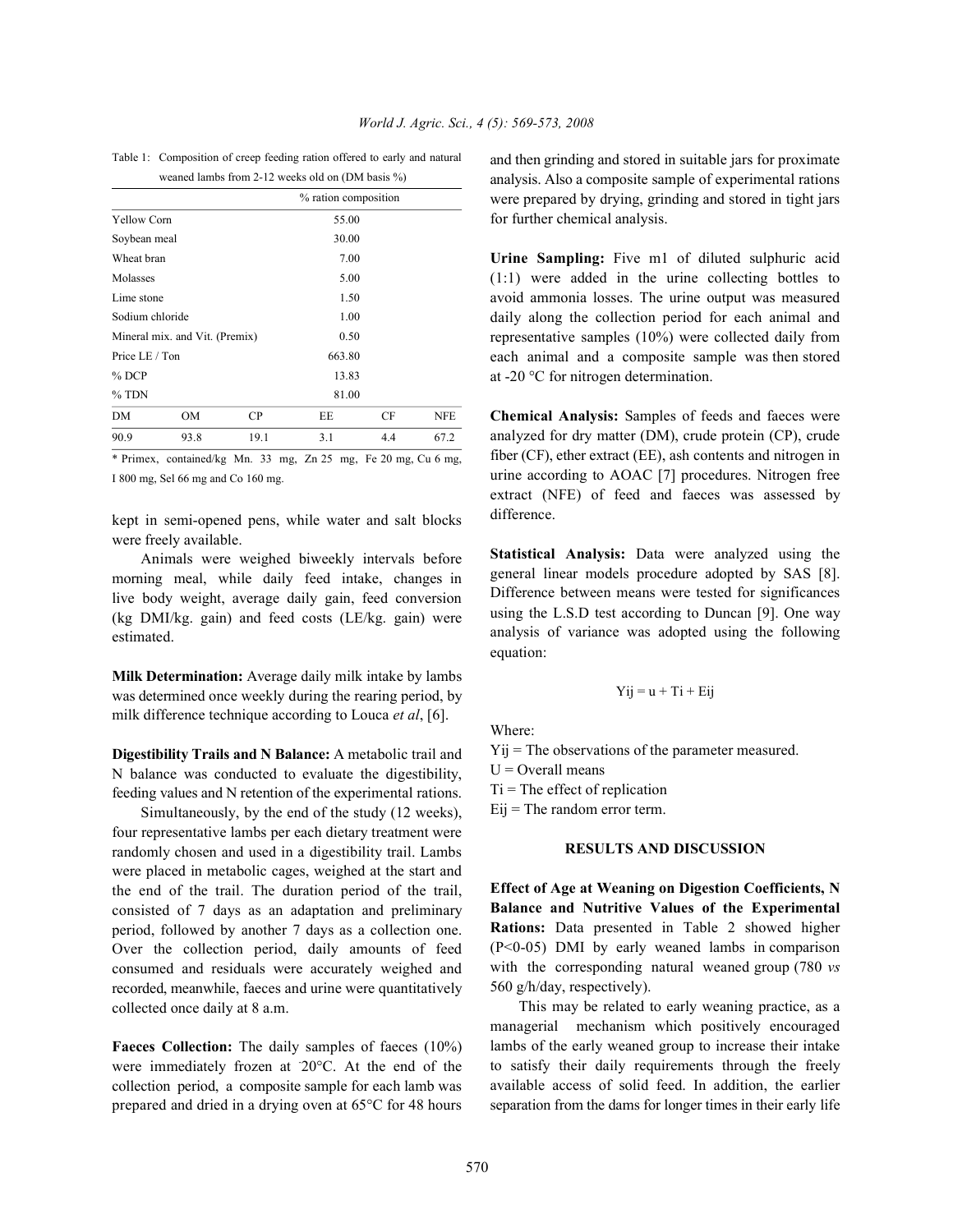Table 1: Composition of creep feeding ration offered to early and natural weaned lambs from 2-12 weeks old on (DM basis %)

| | % ration composition |
|---|---|
| Yellow Corn | 55.00 |
| Soybean meal | 30.00 |
| Wheat bran | 7.00 |
| Molasses | 5.00 |
| Lime stone | 1.50 |
| Sodium chloride | 1.00 |
| Mineral mix. and Vit. (Premix) | 0.50 |
| Price LE / Ton | 663.80 |
| % DCP | 13.83 |
| % TDN | 81.00 |

| DM | OM | CP | EE | CF | NFE |
|---|---|---|---|---|---|
| 90.9 | 93.8 | 19.1 | 3.1 | 4.4 | 67.2 |

\* Primex, contained/kg Mn. 33 mg, Zn 25 mg, Fe 20 mg, Cu 6 mg, I 800 mg, Sel 66 mg and Co 160 mg.

kept in semi-opened pens, while water and salt blocks were freely available.

Animals were weighed biweekly intervals before morning meal, while daily feed intake, changes in live body weight, average daily gain, feed conversion (kg DMI/kg. gain) and feed costs (LE/kg. gain) were estimated.

**Milk Determination:** Average daily milk intake by lambs was determined once weekly during the rearing period, by milk difference technique according to Louca *et al*, [6].

**Digestibility Trails and N Balance:** A metabolic trail and N balance was conducted to evaluate the digestibility, feeding values and N retention of the experimental rations.

Simultaneously, by the end of the study (12 weeks), four representative lambs per each dietary treatment were randomly chosen and used in a digestibility trail. Lambs were placed in metabolic cages, weighed at the start and the end of the trail. The duration period of the trail, consisted of 7 days as an adaptation and preliminary period, followed by another 7 days as a collection one. Over the collection period, daily amounts of feed consumed and residuals were accurately weighed and recorded, meanwhile, faeces and urine were quantitatively collected once daily at 8 a.m.

**Faeces Collection:** The daily samples of faeces (10%) were immediately frozen at -20°C. At the end of the collection period, a composite sample for each lamb was prepared and dried in a drying oven at 65°C for 48 hours and then grinding and stored in suitable jars for proximate analysis. Also a composite sample of experimental rations were prepared by drying, grinding and stored in tight jars for further chemical analysis.

**Urine Sampling:** Five m1 of diluted sulphuric acid (1:1) were added in the urine collecting bottles to avoid ammonia losses. The urine output was measured daily along the collection period for each animal and representative samples (10%) were collected daily from each animal and a composite sample was then stored at -20 °C for nitrogen determination.

**Chemical Analysis:** Samples of feeds and faeces were analyzed for dry matter (DM), crude protein (CP), crude fiber (CF), ether extract (EE), ash contents and nitrogen in urine according to AOAC [7] procedures. Nitrogen free extract (NFE) of feed and faeces was assessed by difference.

**Statistical Analysis:** Data were analyzed using the general linear models procedure adopted by SAS [8]. Difference between means were tested for significances using the L.S.D test according to Duncan [9]. One way analysis of variance was adopted using the following equation:

$$Y_{ij} = u + T_i + E_{ij}$$

Where:

$Y_{ij}$ = The observations of the parameter measured.
U = Overall means
$T_i$ = The effect of replication
$E_{ij}$ = The random error term.

## RESULTS AND DISCUSSION

**Effect of Age at Weaning on Digestion Coefficients, N Balance and Nutritive Values of the Experimental Rations:** Data presented in Table 2 showed higher (P<0-05) DMI by early weaned lambs in comparison with the corresponding natural weaned group (780 *vs* 560 g/h/day, respectively).

This may be related to early weaning practice, as a managerial mechanism which positively encouraged lambs of the early weaned group to increase their intake to satisfy their daily requirements through the freely available access of solid feed. In addition, the earlier separation from the dams for longer times in their early life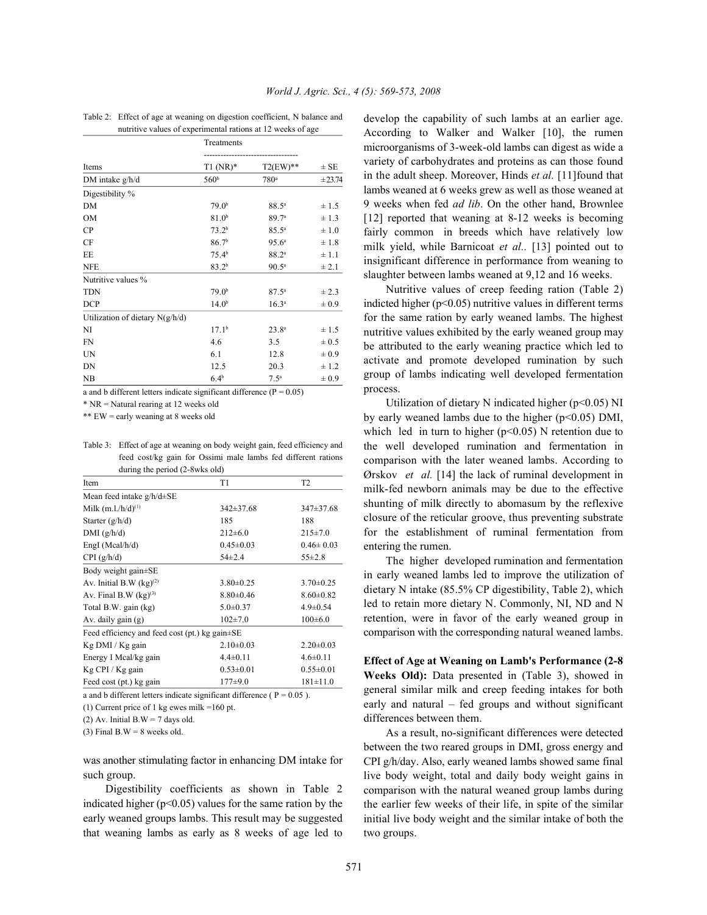Table 2: Effect of age at weaning on digestion coefficient, N balance and nutritive values of experimental rations at 12 weeks of age

| Items | Treatments | | |
|---|---|---|---|
| | T1 (NR)* | T2(EW)** | ± SE |
| DM intake g/h/d | 560[b] | 780[a] | ±23.74 |
| Digestibility % | | | |
| DM | 79.0[b] | 88.5[a] | ± 1.5 |
| OM | 81.0[b] | 89.7[a] | ± 1.3 |
| CP | 73.2[b] | 85.5[a] | ± 1.0 |
| CF | 86.7[b] | 95.6[a] | ± 1.8 |
| EE | 75.4[b] | 88.2[a] | ± 1.1 |
| NFE | 83.2[b] | 90.5[a] | ± 2.1 |
| Nutritive values % | | | |
| TDN | 79.0[b] | 87.5[a] | ± 2.3 |
| DCP | 14.0[b] | 16.3[a] | ± 0.9 |
| Utilization of dietary N(g/h/d) | | | |
| NI | 17.1[b] | 23.8[a] | ± 1.5 |
| FN | 4.6 | 3.5 | ± 0.5 |
| UN | 6.1 | 12.8 | ± 0.9 |
| DN | 12.5 | 20.3 | ± 1.2 |
| NB | 6.4[b] | 7.5[a] | ± 0.9 |

a and b different letters indicate significant difference (P = 0.05)

\* NR = Natural rearing at 12 weeks old

\*\* EW = early weaning at 8 weeks old

Table 3: Effect of age at weaning on body weight gain, feed efficiency and feed cost/kg gain for Ossimi male lambs fed different rations during the period (2-8wks old)

| Item | T1 | T2 |
|---|---|---|
| Mean feed intake g/h/d±SE | | |
| Milk (m.l./h/d)[(1)] | 342±37.68 | 347±37.68 |
| Starter (g/h/d) | 185 | 188 |
| DMI (g/h/d) | 212±6.0 | 215±7.0 |
| EngI (Mcal/h/d) | 0.45±0.03 | 0.46± 0.03 |
| CPI (g/h/d) | 54±2.4 | 55±2.8 |
| Body weight gain±SE | | |
| Av. Initial B.W (kg)[(2)] | 3.80±0.25 | 3.70±0.25 |
| Av. Final B.W (kg)[(3)] | 8.80±0.46 | 8.60±0.82 |
| Total B.W. gain (kg) | 5.0±0.37 | 4.9±0.54 |
| Av. daily gain (g) | 102±7.0 | 100±6.0 |
| Feed efficiency and feed cost (pt.) kg gain±SE | | |
| Kg DMI / Kg gain | 2.10±0.03 | 2.20±0.03 |
| Energy I Mcal/kg gain | 4.4±0.11 | 4.6±0.11 |
| Kg CPI / Kg gain | 0.53±0.01 | 0.55±0.01 |
| Feed cost (pt.) kg gain | 177±9.0 | 181±11.0 |

a and b different letters indicate significant difference ( P = 0.05 ).

(1) Current price of 1 kg ewes milk =160 pt.

(2) Av. Initial B.W = 7 days old.

(3) Final B.W = 8 weeks old.

was another stimulating factor in enhancing DM intake for such group.

Digestibility coefficients as shown in Table 2 indicated higher ($p<0.05$) values for the same ration by the early weaned groups lambs. This result may be suggested that weaning lambs as early as 8 weeks of age led to develop the capability of such lambs at an earlier age. According to Walker and Walker [10], the rumen microorganisms of 3-week-old lambs can digest as wide a variety of carbohydrates and proteins as can those found in the adult sheep. Moreover, Hinds *et al.* [11]found that lambs weaned at 6 weeks grew as well as those weaned at 9 weeks when fed *ad lib*. On the other hand, Brownlee [12] reported that weaning at 8-12 weeks is becoming fairly common in breeds which have relatively low milk yield, while Barnicoat *et al.*. [13] pointed out to insignificant difference in performance from weaning to slaughter between lambs weaned at 9,12 and 16 weeks.

Nutritive values of creep feeding ration (Table 2) indicted higher ($p<0.05$) nutritive values in different terms for the same ration by early weaned lambs. The highest nutritive values exhibited by the early weaned group may be attributed to the early weaning practice which led to activate and promote developed rumination by such group of lambs indicating well developed fermentation process.

Utilization of dietary N indicated higher ($p<0.05$) NI by early weaned lambs due to the higher ($p<0.05$) DMI, which led in turn to higher ($p<0.05$) N retention due to the well developed rumination and fermentation in comparison with the later weaned lambs. According to Ørskov *et al.* [14] the lack of ruminal development in milk-fed newborn animals may be due to the effective shunting of milk directly to abomasum by the reflexive closure of the reticular groove, thus preventing substrate for the establishment of ruminal fermentation from entering the rumen.

The higher developed rumination and fermentation in early weaned lambs led to improve the utilization of dietary N intake (85.5% CP digestibility, Table 2), which led to retain more dietary N. Commonly, NI, ND and N retention, were in favor of the early weaned group in comparison with the corresponding natural weaned lambs.

**Effect of Age at Weaning on Lamb's Performance (2-8 Weeks Old):** Data presented in (Table 3), showed in general similar milk and creep feeding intakes for both early and natural – fed groups and without significant differences between them.

As a result, no-significant differences were detected between the two reared groups in DMI, gross energy and CPI g/h/day. Also, early weaned lambs showed same final live body weight, total and daily body weight gains in comparison with the natural weaned group lambs during the earlier few weeks of their life, in spite of the similar initial live body weight and the similar intake of both the two groups.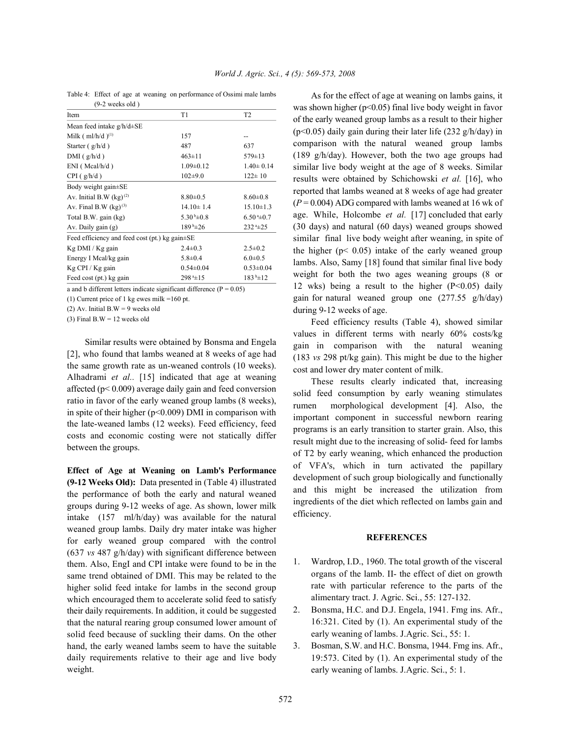Table 4: Effect of age at weaning on performance of Ossimi male lambs (9-2 weeks old )

| Item | T1 | T2 |
|---|---|---|
| Mean feed intake g/h/d±SE | | |
| Milk ( ml/h/d )[(1)] | 157 | -- |
| Starter ( g/h/d ) | 487 | 637 |
| DMI ( g/h/d ) | 463±11 | 579±13 |
| ENI ( Mcal/h/d ) | 1.09±0.12 | 1.40± 0.14 |
| CPI ( g/h/d ) | 102±9.0 | 122± 10 |
| Body weight gain±SE | | |
| Av. Initial B.W (kg)[(2)] | 8.80±0.5 | 8.60±0.8 |
| Av. Final B.W (kg)[(3)] | 14.10± 1.4 | 15.10±1.3 |
| Total B.W. gain (kg) | 5.30[b]±0.8 | 6.50[a]±0.7 |
| Av. Daily gain (g) | 189[b]±26 | 232[a]±25 |
| Feed efficiency and feed cost (pt.) kg gain±SE | | |
| Kg DMI / Kg gain | 2.4±0.3 | 2.5±0.2 |
| Energy I Mcal/kg gain | 5.8±0.4 | 6.0±0.5 |
| Kg CPI / Kg gain | 0.54±0.04 | 0.53±0.04 |
| Feed cost (pt.) kg gain | 298[a]±15 | 183[b]±12 |

a and b different letters indicate significant difference (P = 0.05)

(1) Current price of 1 kg ewes milk =160 pt.

(2) Av. Initial B.W = 9 weeks old

(3) Final B.W = 12 weeks old

Similar results were obtained by Bonsma and Engela [2], who found that lambs weaned at 8 weeks of age had the same growth rate as un-weaned controls (10 weeks). Alhadrami *et al.*. [15] indicated that age at weaning affected ($p < 0.009$) average daily gain and feed conversion ratio in favor of the early weaned group lambs (8 weeks), in spite of their higher ($p<0.009$) DMI in comparison with the late-weaned lambs (12 weeks). Feed efficiency, feed costs and economic costing were not statically differ between the groups.

**Effect of Age at Weaning on Lamb's Performance (9-12 Weeks Old):** Data presented in (Table 4) illustrated the performance of both the early and natural weaned groups during 9-12 weeks of age. As shown, lower milk intake (157 ml/h/day) was available for the natural weaned group lambs. Daily dry mater intake was higher for early weaned group compared with the control (637 *vs* 487 g/h/day) with significant difference between them. Also, EngI and CPI intake were found to be in the same trend obtained of DMI. This may be related to the higher solid feed intake for lambs in the second group which encouraged them to accelerate solid feed to satisfy their daily requirements. In addition, it could be suggested that the natural rearing group consumed lower amount of solid feed because of suckling their dams. On the other hand, the early weaned lambs seem to have the suitable daily requirements relative to their age and live body weight.

As for the effect of age at weaning on lambs gains, it was shown higher ($p<0.05$) final live body weight in favor of the early weaned group lambs as a result to their higher ($p<0.05$) daily gain during their later life (232 g/h/day) in comparison with the natural weaned group lambs (189 g/h/day). However, both the two age groups had similar live body weight at the age of 8 weeks. Similar results were obtained by Schichowski *et al.* [16], who reported that lambs weaned at 8 weeks of age had greater ($P = 0.004$) ADG compared with lambs weaned at 16 wk of age. While, Holcombe *et al.* [17] concluded that early (30 days) and natural (60 days) weaned groups showed similar final live body weight after weaning, in spite of the higher ($p< 0.05$) intake of the early weaned group lambs. Also, Samy [18] found that similar final live body weight for both the two ages weaning groups (8 or 12 wks) being a result to the higher ($P<0.05$) daily gain for natural weaned group one (277.55 g/h/day) during 9-12 weeks of age.

Feed efficiency results (Table 4), showed similar values in different terms with nearly 60% costs/kg gain in comparison with the natural weaning (183 *vs* 298 pt/kg gain). This might be due to the higher cost and lower dry mater content of milk.

These results clearly indicated that, increasing solid feed consumption by early weaning stimulates rumen morphological development [4]. Also, the important component in successful newborn rearing programs is an early transition to starter grain. Also, this result might due to the increasing of solid- feed for lambs of T2 by early weaning, which enhanced the production of VFA's, which in turn activated the papillary development of such group biologically and functionally and this might be increased the utilization from ingredients of the diet which reflected on lambs gain and efficiency.

## REFERENCES

1. Wardrop, I.D., 1960. The total growth of the visceral organs of the lamb. II- the effect of diet on growth rate with particular reference to the parts of the alimentary tract. J. Agric. Sci., 55: 127-132.
2. Bonsma, H.C. and D.J. Engela, 1941. Fmg ins. Afr., 16:321. Cited by (1). An experimental study of the early weaning of lambs. J.Agric. Sci., 55: 1.
3. Bosman, S.W. and H.C. Bonsma, 1944. Fmg ins. Afr., 19:573. Cited by (1). An experimental study of the early weaning of lambs. J.Agric. Sci., 5: 1.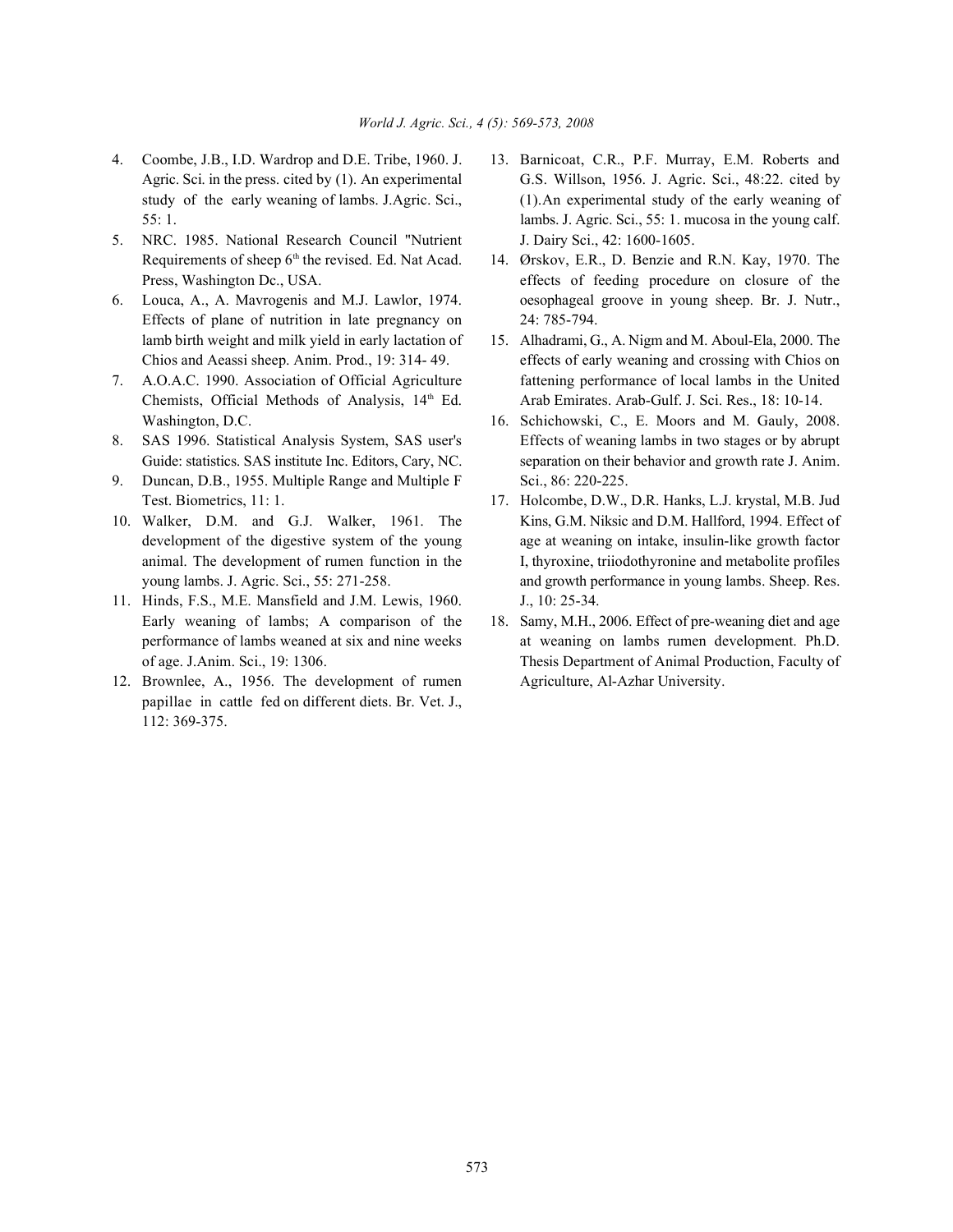4. Coombe, J.B., I.D. Wardrop and D.E. Tribe, 1960. J. Agric. Sci. in the press. cited by (1). An experimental study of the early weaning of lambs. J.Agric. Sci., 55: 1.
5. NRC. 1985. National Research Council "Nutrient Requirements of sheep 6th the revised. Ed. Nat Acad. Press, Washington Dc., USA.
6. Louca, A., A. Mavrogenis and M.J. Lawlor, 1974. Effects of plane of nutrition in late pregnancy on lamb birth weight and milk yield in early lactation of Chios and Aeassi sheep. Anim. Prod., 19: 314- 49.
7. A.O.A.C. 1990. Association of Official Agriculture Chemists, Official Methods of Analysis, 14th Ed. Washington, D.C.
8. SAS 1996. Statistical Analysis System, SAS user's Guide: statistics. SAS institute Inc. Editors, Cary, NC.
9. Duncan, D.B., 1955. Multiple Range and Multiple F Test. Biometrics, 11: 1.
10. Walker, D.M. and G.J. Walker, 1961. The development of the digestive system of the young animal. The development of rumen function in the young lambs. J. Agric. Sci., 55: 271-258.
11. Hinds, F.S., M.E. Mansfield and J.M. Lewis, 1960. Early weaning of lambs; A comparison of the performance of lambs weaned at six and nine weeks of age. J.Anim. Sci., 19: 1306.
12. Brownlee, A., 1956. The development of rumen papillae in cattle fed on different diets. Br. Vet. J., 112: 369-375.
13. Barnicoat, C.R., P.F. Murray, E.M. Roberts and G.S. Willson, 1956. J. Agric. Sci., 48:22. cited by (1).An experimental study of the early weaning of lambs. J. Agric. Sci., 55: 1. mucosa in the young calf. J. Dairy Sci., 42: 1600-1605.
14. Ørskov, E.R., D. Benzie and R.N. Kay, 1970. The effects of feeding procedure on closure of the oesophageal groove in young sheep. Br. J. Nutr., 24: 785-794.
15. Alhadrami, G., A. Nigm and M. Aboul-Ela, 2000. The effects of early weaning and crossing with Chios on fattening performance of local lambs in the United Arab Emirates. Arab-Gulf. J. Sci. Res., 18: 10-14.
16. Schichowski, C., E. Moors and M. Gauly, 2008. Effects of weaning lambs in two stages or by abrupt separation on their behavior and growth rate J. Anim. Sci., 86: 220-225.
17. Holcombe, D.W., D.R. Hanks, L.J. krystal, M.B. Jud Kins, G.M. Niksic and D.M. Hallford, 1994. Effect of age at weaning on intake, insulin-like growth factor I, thyroxine, triiodothyronine and metabolite profiles and growth performance in young lambs. Sheep. Res. J., 10: 25-34.
18. Samy, M.H., 2006. Effect of pre-weaning diet and age at weaning on lambs rumen development. Ph.D. Thesis Department of Animal Production, Faculty of Agriculture, Al-Azhar University.